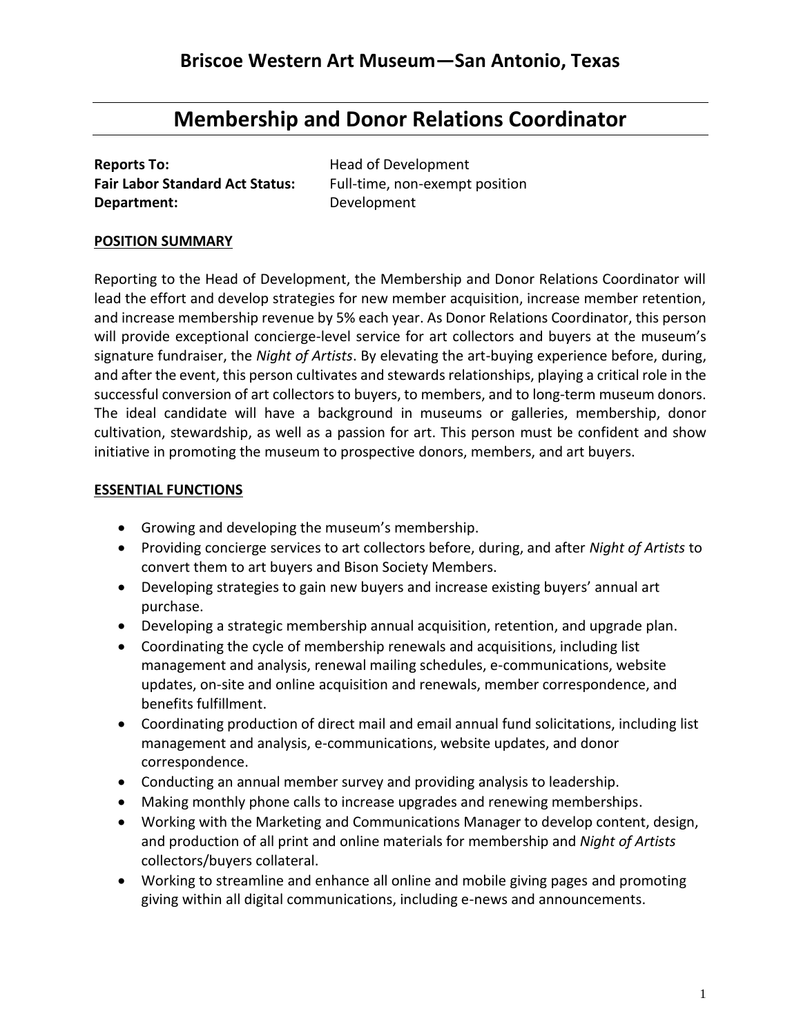# Briscoe Western Art Museum—San Antonio, Texas

## Membership and Donor Relations Coordinator

**Reports To:** Head of Development
**Fair Labor Standard Act Status:** Full-time, non-exempt position
**Department:** Development

### POSITION SUMMARY

Reporting to the Head of Development, the Membership and Donor Relations Coordinator will lead the effort and develop strategies for new member acquisition, increase member retention, and increase membership revenue by 5% each year. As Donor Relations Coordinator, this person will provide exceptional concierge-level service for art collectors and buyers at the museum's signature fundraiser, the *Night of Artists*. By elevating the art-buying experience before, during, and after the event, this person cultivates and stewards relationships, playing a critical role in the successful conversion of art collectors to buyers, to members, and to long-term museum donors. The ideal candidate will have a background in museums or galleries, membership, donor cultivation, stewardship, as well as a passion for art. This person must be confident and show initiative in promoting the museum to prospective donors, members, and art buyers.

### ESSENTIAL FUNCTIONS

- Growing and developing the museum's membership.
- Providing concierge services to art collectors before, during, and after *Night of Artists* to convert them to art buyers and Bison Society Members.
- Developing strategies to gain new buyers and increase existing buyers' annual art purchase.
- Developing a strategic membership annual acquisition, retention, and upgrade plan.
- Coordinating the cycle of membership renewals and acquisitions, including list management and analysis, renewal mailing schedules, e-communications, website updates, on-site and online acquisition and renewals, member correspondence, and benefits fulfillment.
- Coordinating production of direct mail and email annual fund solicitations, including list management and analysis, e-communications, website updates, and donor correspondence.
- Conducting an annual member survey and providing analysis to leadership.
- Making monthly phone calls to increase upgrades and renewing memberships.
- Working with the Marketing and Communications Manager to develop content, design, and production of all print and online materials for membership and *Night of Artists* collectors/buyers collateral.
- Working to streamline and enhance all online and mobile giving pages and promoting giving within all digital communications, including e-news and announcements.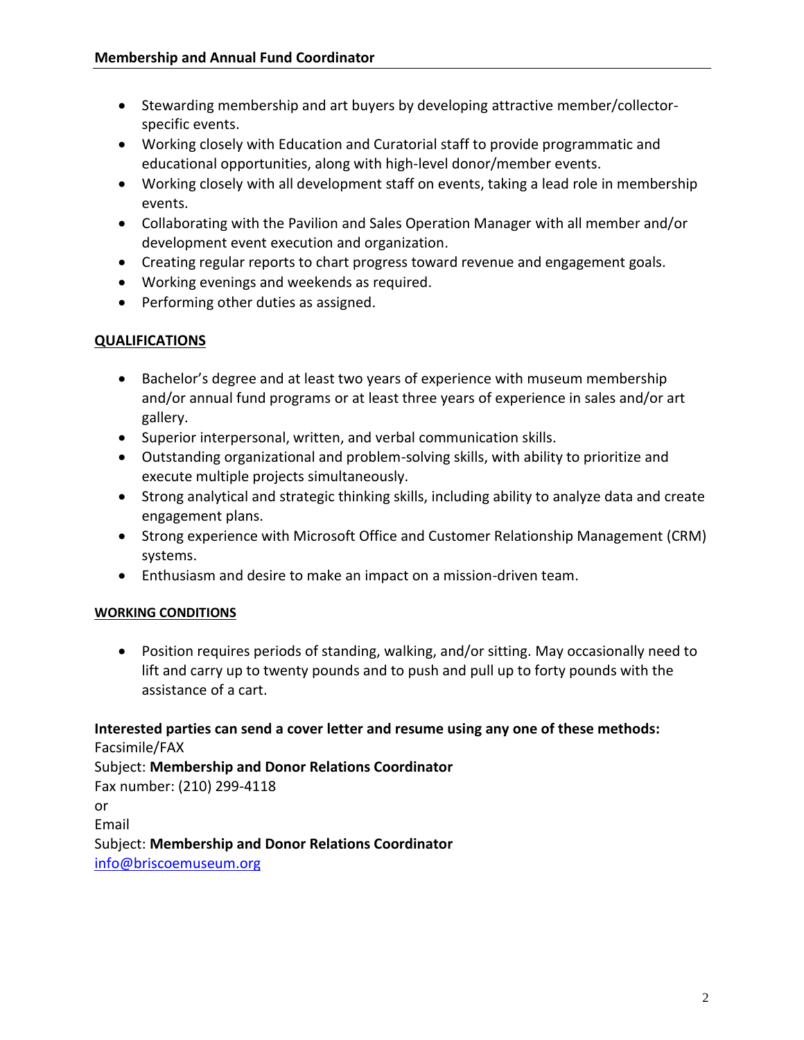- Stewarding membership and art buyers by developing attractive member/collector-specific events.
- Working closely with Education and Curatorial staff to provide programmatic and educational opportunities, along with high-level donor/member events.
- Working closely with all development staff on events, taking a lead role in membership events.
- Collaborating with the Pavilion and Sales Operation Manager with all member and/or development event execution and organization.
- Creating regular reports to chart progress toward revenue and engagement goals.
- Working evenings and weekends as required.
- Performing other duties as assigned.

## QUALIFICATIONS

- Bachelor's degree and at least two years of experience with museum membership and/or annual fund programs or at least three years of experience in sales and/or art gallery.
- Superior interpersonal, written, and verbal communication skills.
- Outstanding organizational and problem-solving skills, with ability to prioritize and execute multiple projects simultaneously.
- Strong analytical and strategic thinking skills, including ability to analyze data and create engagement plans.
- Strong experience with Microsoft Office and Customer Relationship Management (CRM) systems.
- Enthusiasm and desire to make an impact on a mission-driven team.

### WORKING CONDITIONS

- Position requires periods of standing, walking, and/or sitting. May occasionally need to lift and carry up to twenty pounds and to push and pull up to forty pounds with the assistance of a cart.

**Interested parties can send a cover letter and resume using any one of these methods:**

Facsimile/FAX
Subject: **Membership and Donor Relations Coordinator**
Fax number: (210) 299-4118
or
Email
Subject: **Membership and Donor Relations Coordinator**
info@briscoemuseum.org